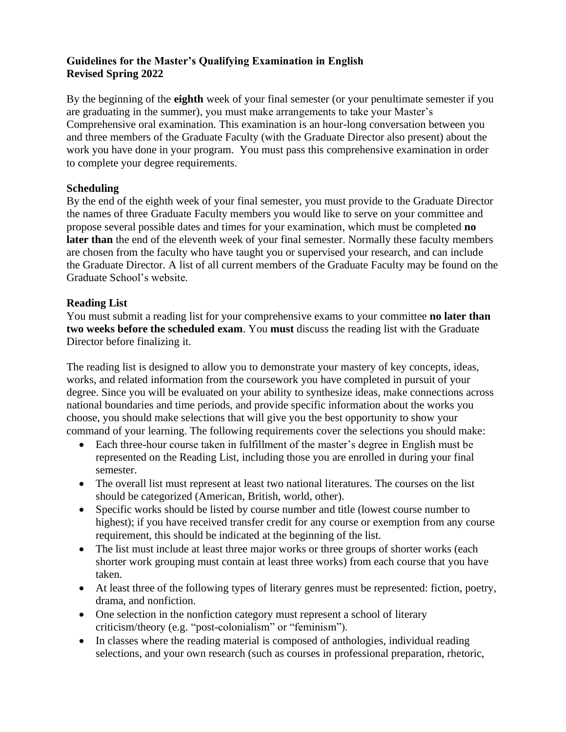**Guidelines for the Master's Qualifying Examination in English**
**Revised Spring 2022**

By the beginning of the **eighth** week of your final semester (or your penultimate semester if you are graduating in the summer), you must make arrangements to take your Master's Comprehensive oral examination. This examination is an hour-long conversation between you and three members of the Graduate Faculty (with the Graduate Director also present) about the work you have done in your program. You must pass this comprehensive examination in order to complete your degree requirements.

**Scheduling**

By the end of the eighth week of your final semester, you must provide to the Graduate Director the names of three Graduate Faculty members you would like to serve on your committee and propose several possible dates and times for your examination, which must be completed **no later than** the end of the eleventh week of your final semester. Normally these faculty members are chosen from the faculty who have taught you or supervised your research, and can include the Graduate Director. A list of all current members of the Graduate Faculty may be found on the Graduate School's website.

**Reading List**

You must submit a reading list for your comprehensive exams to your committee **no later than two weeks before the scheduled exam**. You **must** discuss the reading list with the Graduate Director before finalizing it.

The reading list is designed to allow you to demonstrate your mastery of key concepts, ideas, works, and related information from the coursework you have completed in pursuit of your degree. Since you will be evaluated on your ability to synthesize ideas, make connections across national boundaries and time periods, and provide specific information about the works you choose, you should make selections that will give you the best opportunity to show your command of your learning. The following requirements cover the selections you should make:

- Each three-hour course taken in fulfillment of the master's degree in English must be represented on the Reading List, including those you are enrolled in during your final semester.
- The overall list must represent at least two national literatures. The courses on the list should be categorized (American, British, world, other).
- Specific works should be listed by course number and title (lowest course number to highest); if you have received transfer credit for any course or exemption from any course requirement, this should be indicated at the beginning of the list.
- The list must include at least three major works or three groups of shorter works (each shorter work grouping must contain at least three works) from each course that you have taken.
- At least three of the following types of literary genres must be represented: fiction, poetry, drama, and nonfiction.
- One selection in the nonfiction category must represent a school of literary criticism/theory (e.g. "post-colonialism" or "feminism").
- In classes where the reading material is composed of anthologies, individual reading selections, and your own research (such as courses in professional preparation, rhetoric,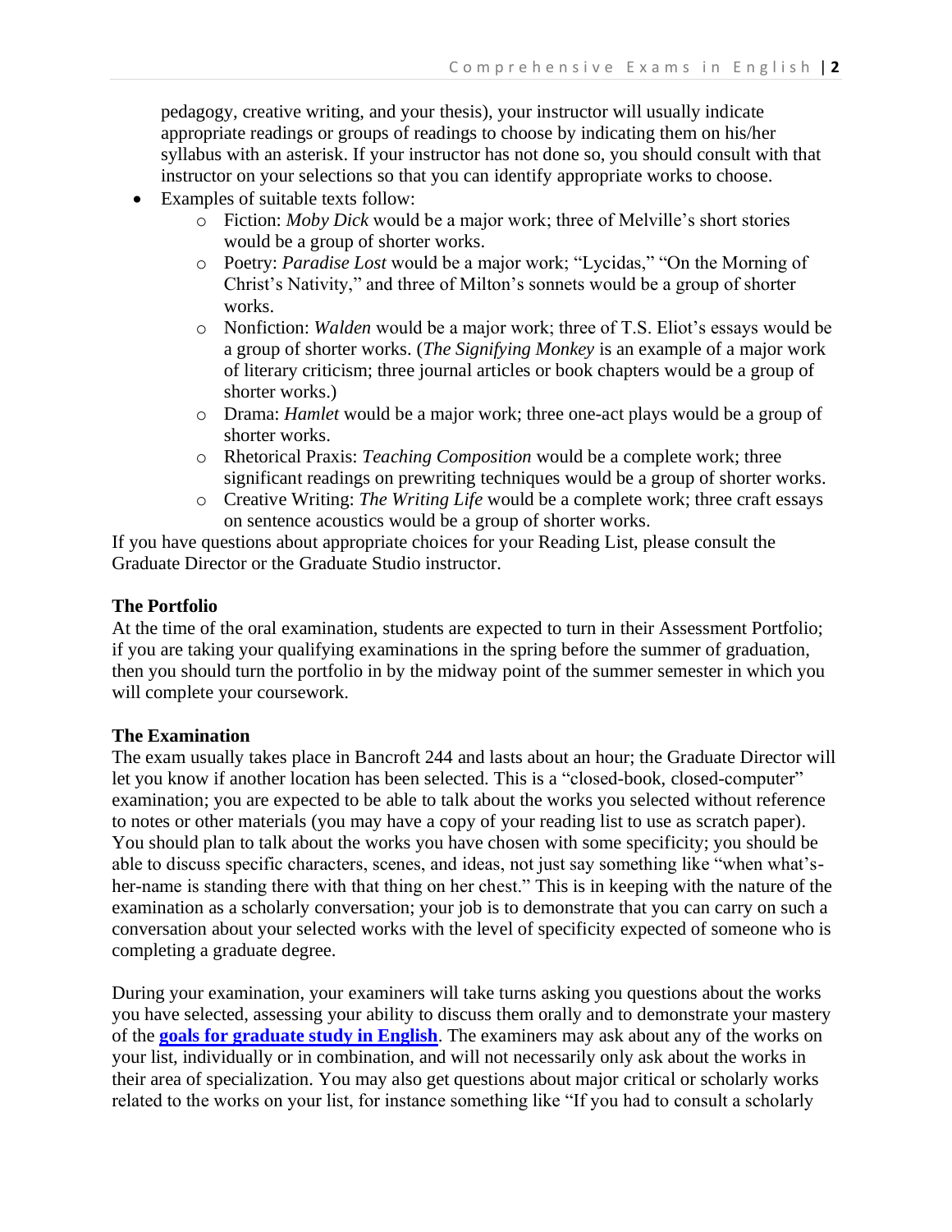pedagogy, creative writing, and your thesis), your instructor will usually indicate appropriate readings or groups of readings to choose by indicating them on his/her syllabus with an asterisk. If your instructor has not done so, you should consult with that instructor on your selections so that you can identify appropriate works to choose.

- Examples of suitable texts follow:
  - Fiction: *Moby Dick* would be a major work; three of Melville's short stories would be a group of shorter works.
  - Poetry: *Paradise Lost* would be a major work; "Lycidas," "On the Morning of Christ's Nativity," and three of Milton's sonnets would be a group of shorter works.
  - Nonfiction: *Walden* would be a major work; three of T.S. Eliot's essays would be a group of shorter works. (*The Signifying Monkey* is an example of a major work of literary criticism; three journal articles or book chapters would be a group of shorter works.)
  - Drama: *Hamlet* would be a major work; three one-act plays would be a group of shorter works.
  - Rhetorical Praxis: *Teaching Composition* would be a complete work; three significant readings on prewriting techniques would be a group of shorter works.
  - Creative Writing: *The Writing Life* would be a complete work; three craft essays on sentence acoustics would be a group of shorter works.

If you have questions about appropriate choices for your Reading List, please consult the Graduate Director or the Graduate Studio instructor.

**The Portfolio**

At the time of the oral examination, students are expected to turn in their Assessment Portfolio; if you are taking your qualifying examinations in the spring before the summer of graduation, then you should turn the portfolio in by the midway point of the summer semester in which you will complete your coursework.

**The Examination**

The exam usually takes place in Bancroft 244 and lasts about an hour; the Graduate Director will let you know if another location has been selected. This is a "closed-book, closed-computer" examination; you are expected to be able to talk about the works you selected without reference to notes or other materials (you may have a copy of your reading list to use as scratch paper). You should plan to talk about the works you have chosen with some specificity; you should be able to discuss specific characters, scenes, and ideas, not just say something like "when what's-her-name is standing there with that thing on her chest." This is in keeping with the nature of the examination as a scholarly conversation; your job is to demonstrate that you can carry on such a conversation about your selected works with the level of specificity expected of someone who is completing a graduate degree.

During your examination, your examiners will take turns asking you questions about the works you have selected, assessing your ability to discuss them orally and to demonstrate your mastery of the **goals for graduate study in English**. The examiners may ask about any of the works on your list, individually or in combination, and will not necessarily only ask about the works in their area of specialization. You may also get questions about major critical or scholarly works related to the works on your list, for instance something like "If you had to consult a scholarly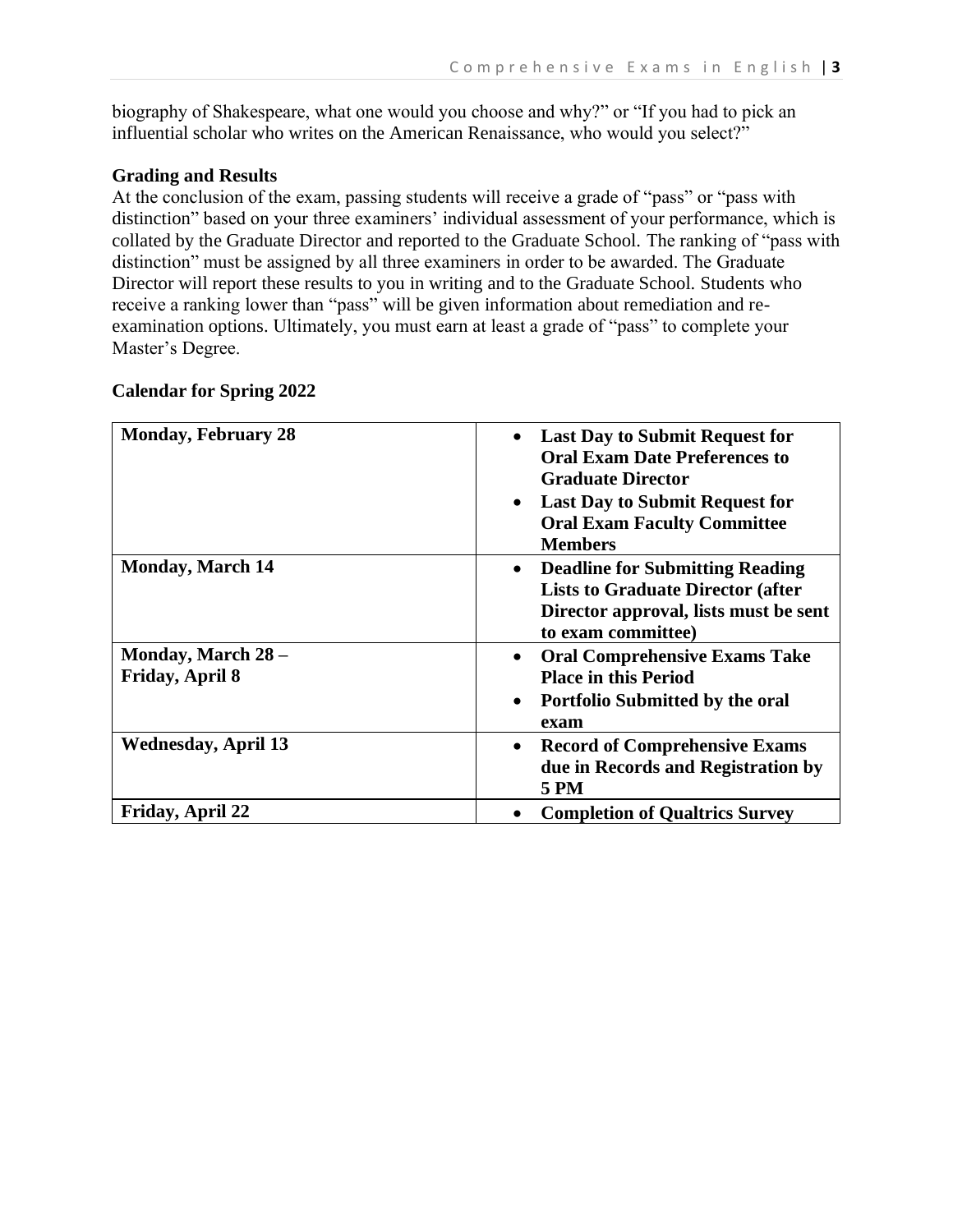biography of Shakespeare, what one would you choose and why?" or "If you had to pick an influential scholar who writes on the American Renaissance, who would you select?"

**Grading and Results**

At the conclusion of the exam, passing students will receive a grade of "pass" or "pass with distinction" based on your three examiners' individual assessment of your performance, which is collated by the Graduate Director and reported to the Graduate School. The ranking of "pass with distinction" must be assigned by all three examiners in order to be awarded. The Graduate Director will report these results to you in writing and to the Graduate School. Students who receive a ranking lower than "pass" will be given information about remediation and re-examination options. Ultimately, you must earn at least a grade of "pass" to complete your Master's Degree.

**Calendar for Spring 2022**

| **Monday, February 28** | • **Last Day to Submit Request for Oral Exam Date Preferences to Graduate Director**<br>• **Last Day to Submit Request for Oral Exam Faculty Committee Members** |
|---|---|
| **Monday, March 14** | • **Deadline for Submitting Reading Lists to Graduate Director (after Director approval, lists must be sent to exam committee)** |
| **Monday, March 28 – Friday, April 8** | • **Oral Comprehensive Exams Take Place in this Period**<br>• **Portfolio Submitted by the oral exam** |
| **Wednesday, April 13** | • **Record of Comprehensive Exams due in Records and Registration by 5 PM** |
| **Friday, April 22** | • **Completion of Qualtrics Survey** |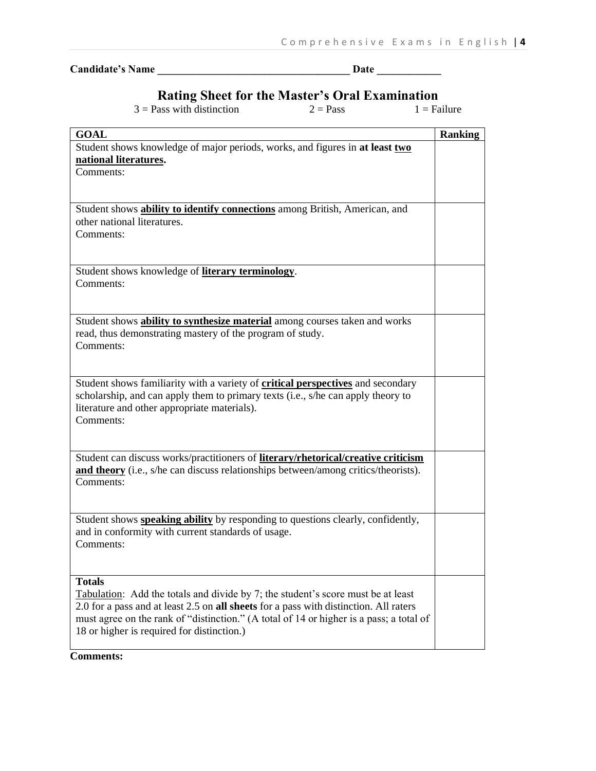**Candidate's Name** ___________________________________ **Date** ___________

## Rating Sheet for the Master's Oral Examination

3 = Pass with distinction    2 = Pass    1 = Failure

| **GOAL** | **Ranking** |
|---|---|
| Student shows knowledge of major periods, works, and figures in **at least <u>two</u> <u>national literatures</u>.**<br>Comments: | |
| Student shows **<u>ability to identify connections</u>** among British, American, and other national literatures.<br>Comments: | |
| Student shows knowledge of **<u>literary terminology</u>**.<br>Comments: | |
| Student shows **<u>ability to synthesize material</u>** among courses taken and works read, thus demonstrating mastery of the program of study.<br>Comments: | |
| Student shows familiarity with a variety of **<u>critical perspectives</u>** and secondary scholarship, and can apply them to primary texts (i.e., s/he can apply theory to literature and other appropriate materials).<br>Comments: | |
| Student can discuss works/practitioners of **<u>literary/rhetorical/creative criticism and theory</u>** (i.e., s/he can discuss relationships between/among critics/theorists).<br>Comments: | |
| Student shows **<u>speaking ability</u>** by responding to questions clearly, confidently, and in conformity with current standards of usage.<br>Comments: | |
| **Totals**<br><u>Tabulation</u>: Add the totals and divide by 7; the student's score must be at least 2.0 for a pass and at least 2.5 on **all sheets** for a pass with distinction. All raters must agree on the rank of "distinction." (A total of 14 or higher is a pass; a total of 18 or higher is required for distinction.) | |

**Comments:**